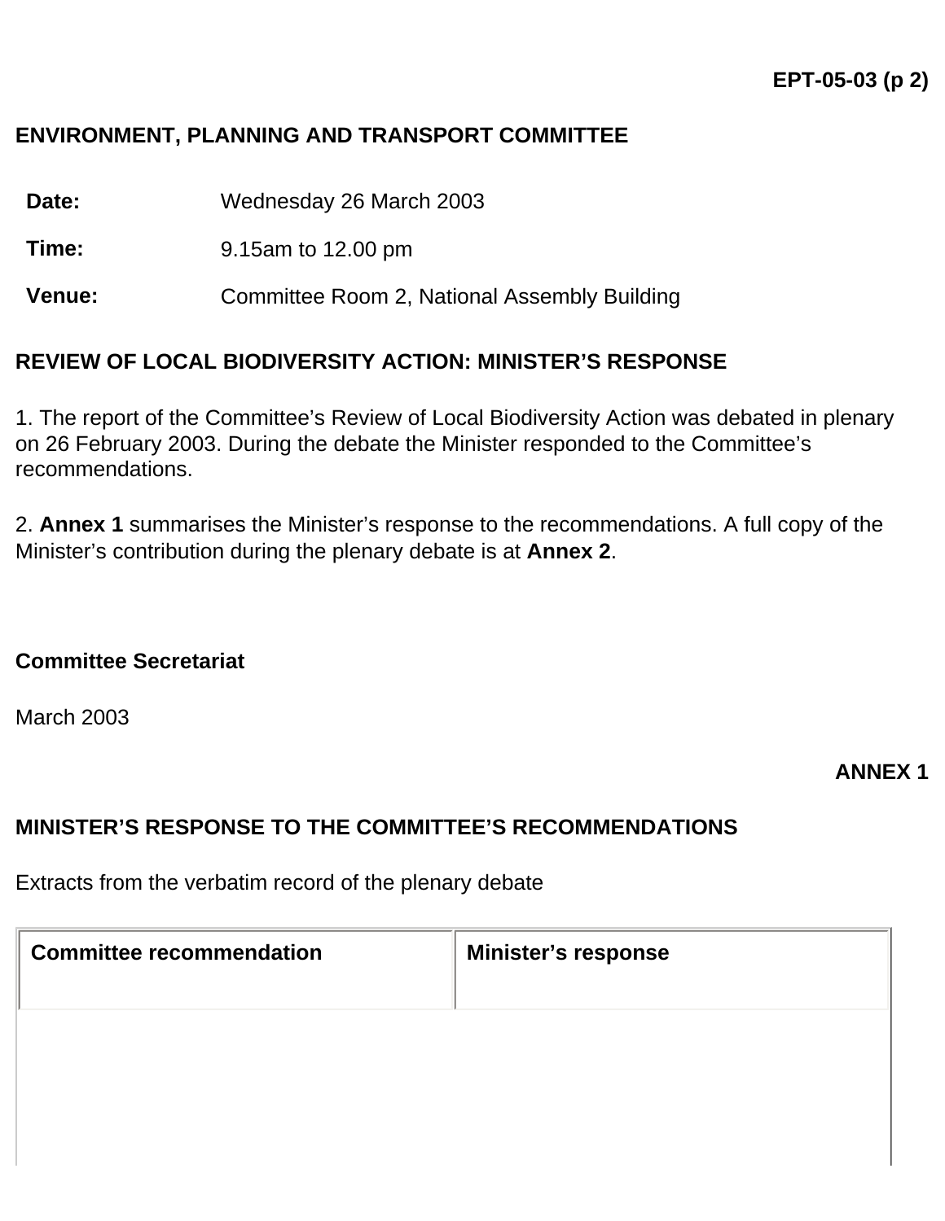**EPT-05-03 (p 2)**

## ENVIRONMENT, PLANNING AND TRANSPORT COMMITTEE

| | |
|---|---|
| **Date:** | Wednesday 26 March 2003 |
| **Time:** | 9.15am to 12.00 pm |
| **Venue:** | Committee Room 2, National Assembly Building |

## REVIEW OF LOCAL BIODIVERSITY ACTION: MINISTER'S RESPONSE

1. The report of the Committee's Review of Local Biodiversity Action was debated in plenary on 26 February 2003. During the debate the Minister responded to the Committee's recommendations.

2. **Annex 1** summarises the Minister's response to the recommendations. A full copy of the Minister's contribution during the plenary debate is at **Annex 2**.

**Committee Secretariat**

March 2003

**ANNEX 1**

## MINISTER'S RESPONSE TO THE COMMITTEE'S RECOMMENDATIONS

Extracts from the verbatim record of the plenary debate

| Committee recommendation | Minister's response |
|---|---|
| | |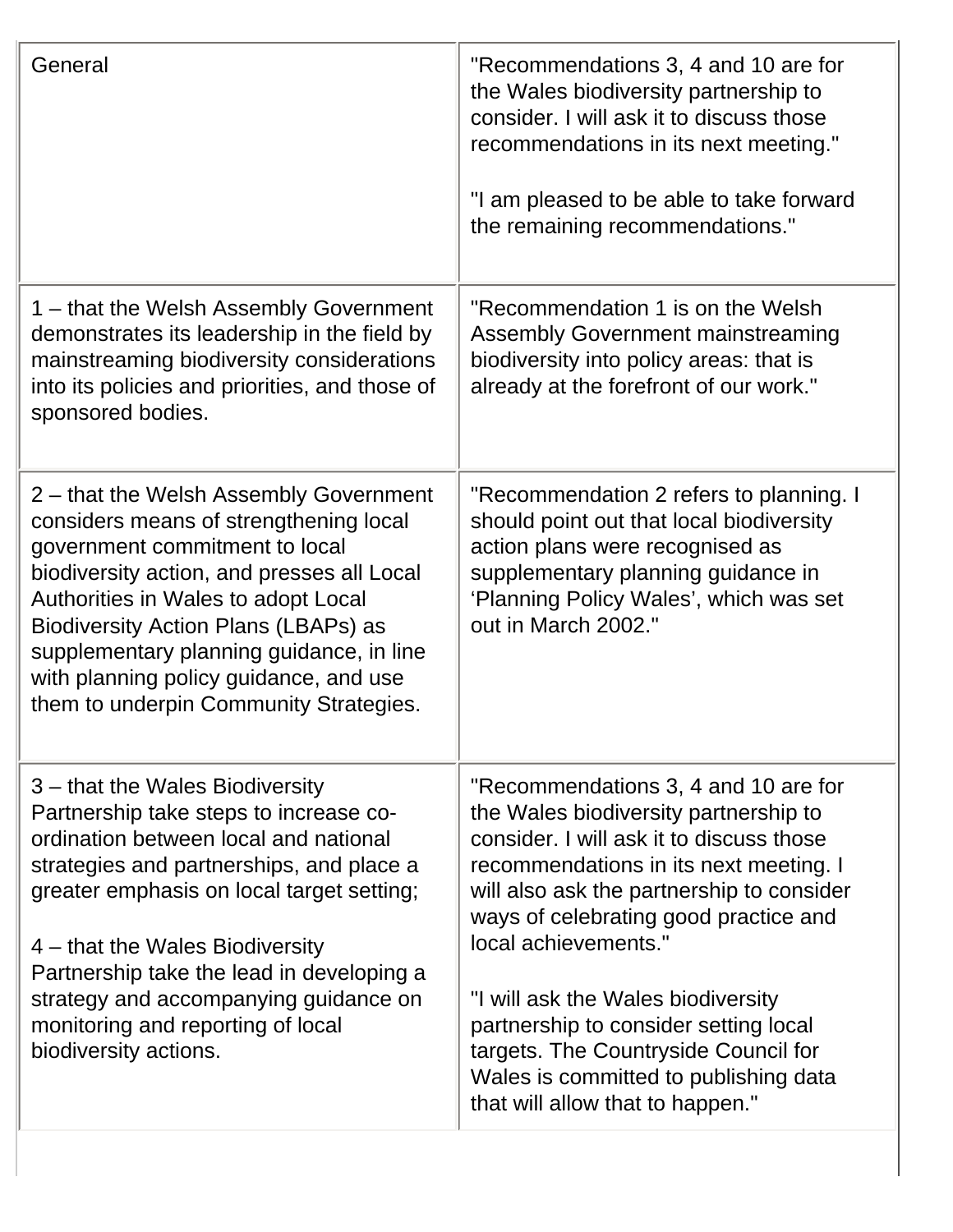| | |
|---|---|
| General | "Recommendations 3, 4 and 10 are for the Wales biodiversity partnership to consider. I will ask it to discuss those recommendations in its next meeting."<br><br>"I am pleased to be able to take forward the remaining recommendations." |
| 1 – that the Welsh Assembly Government demonstrates its leadership in the field by mainstreaming biodiversity considerations into its policies and priorities, and those of sponsored bodies. | "Recommendation 1 is on the Welsh Assembly Government mainstreaming biodiversity into policy areas: that is already at the forefront of our work." |
| 2 – that the Welsh Assembly Government considers means of strengthening local government commitment to local biodiversity action, and presses all Local Authorities in Wales to adopt Local Biodiversity Action Plans (LBAPs) as supplementary planning guidance, in line with planning policy guidance, and use them to underpin Community Strategies. | "Recommendation 2 refers to planning. I should point out that local biodiversity action plans were recognised as supplementary planning guidance in 'Planning Policy Wales', which was set out in March 2002." |
| 3 – that the Wales Biodiversity Partnership take steps to increase co-ordination between local and national strategies and partnerships, and place a greater emphasis on local target setting;<br><br>4 – that the Wales Biodiversity Partnership take the lead in developing a strategy and accompanying guidance on monitoring and reporting of local biodiversity actions. | "Recommendations 3, 4 and 10 are for the Wales biodiversity partnership to consider. I will ask it to discuss those recommendations in its next meeting. I will also ask the partnership to consider ways of celebrating good practice and local achievements."<br><br>"I will ask the Wales biodiversity partnership to consider setting local targets. The Countryside Council for Wales is committed to publishing data that will allow that to happen." |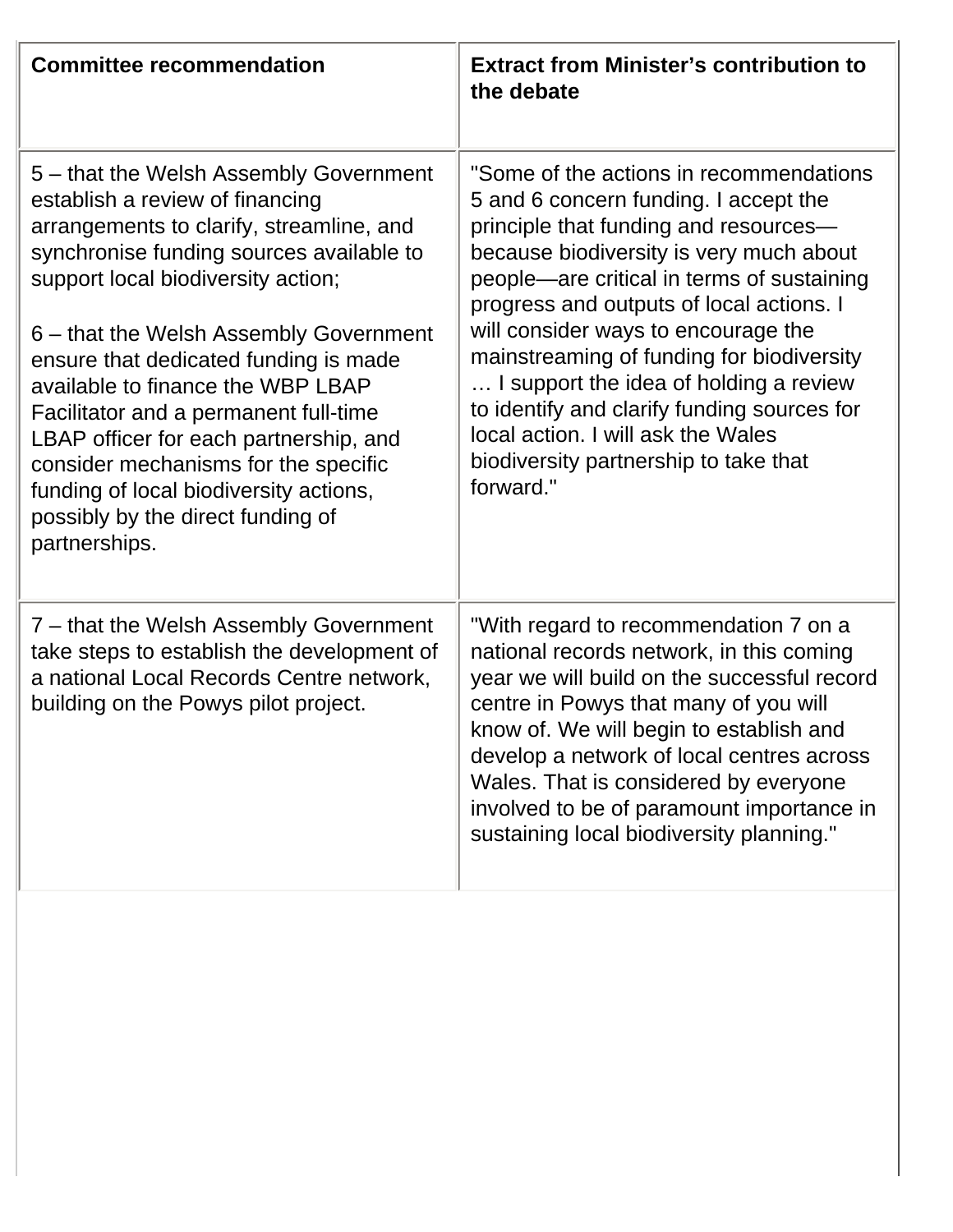| Committee recommendation | Extract from Minister's contribution to the debate |
| --- | --- |
| 5 – that the Welsh Assembly Government establish a review of financing arrangements to clarify, streamline, and synchronise funding sources available to support local biodiversity action;<br><br>6 – that the Welsh Assembly Government ensure that dedicated funding is made available to finance the WBP LBAP Facilitator and a permanent full-time LBAP officer for each partnership, and consider mechanisms for the specific funding of local biodiversity actions, possibly by the direct funding of partnerships. | "Some of the actions in recommendations 5 and 6 concern funding. I accept the principle that funding and resources—because biodiversity is very much about people—are critical in terms of sustaining progress and outputs of local actions. I will consider ways to encourage the mainstreaming of funding for biodiversity … I support the idea of holding a review to identify and clarify funding sources for local action. I will ask the Wales biodiversity partnership to take that forward." |
| 7 – that the Welsh Assembly Government take steps to establish the development of a national Local Records Centre network, building on the Powys pilot project. | "With regard to recommendation 7 on a national records network, in this coming year we will build on the successful record centre in Powys that many of you will know of. We will begin to establish and develop a network of local centres across Wales. That is considered by everyone involved to be of paramount importance in sustaining local biodiversity planning." |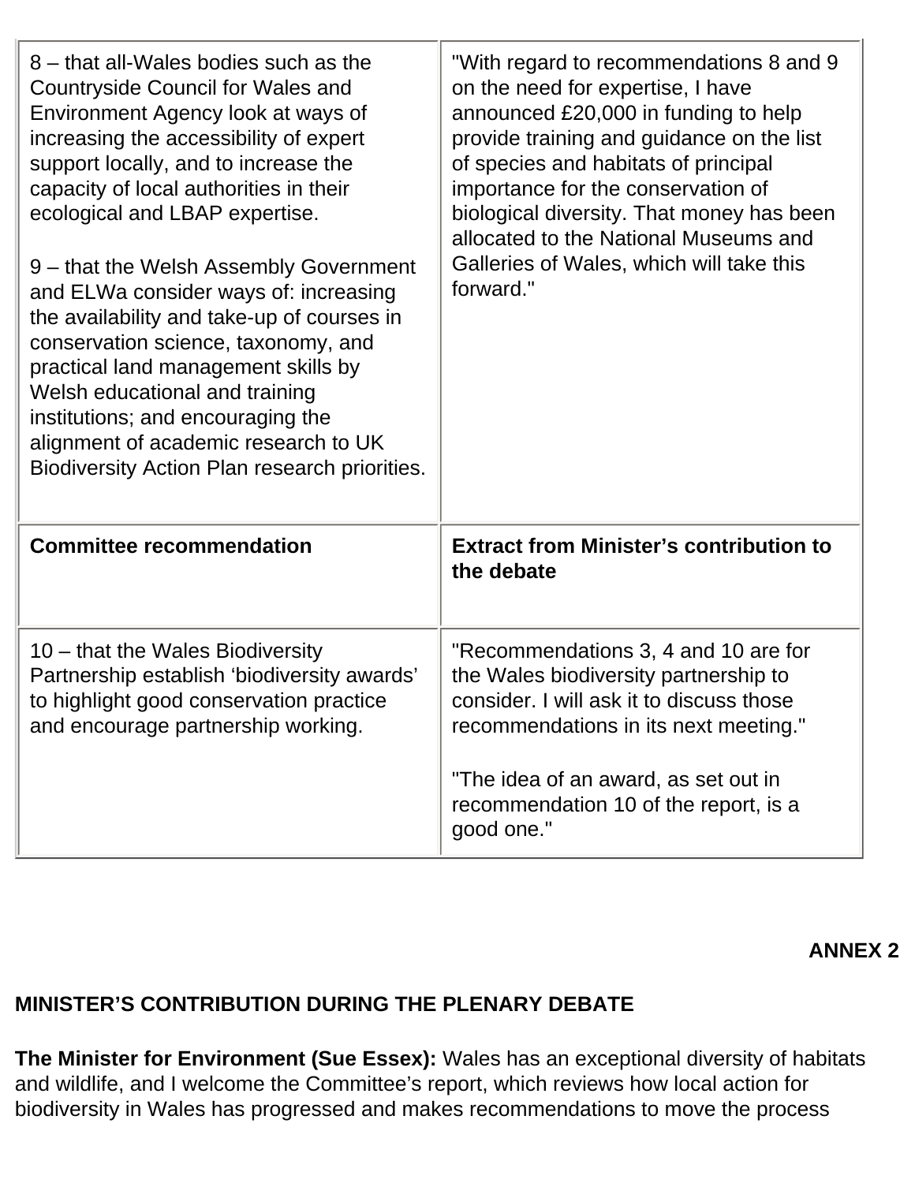| 8 – that all-Wales bodies such as the Countryside Council for Wales and Environment Agency look at ways of increasing the accessibility of expert support locally, and to increase the capacity of local authorities in their ecological and LBAP expertise.<br><br>9 – that the Welsh Assembly Government and ELWa consider ways of: increasing the availability and take-up of courses in conservation science, taxonomy, and practical land management skills by Welsh educational and training institutions; and encouraging the alignment of academic research to UK Biodiversity Action Plan research priorities. | "With regard to recommendations 8 and 9 on the need for expertise, I have announced £20,000 in funding to help provide training and guidance on the list of species and habitats of principal importance for the conservation of biological diversity. That money has been allocated to the National Museums and Galleries of Wales, which will take this forward." |
|---|---|
| **Committee recommendation** | **Extract from Minister's contribution to the debate** |
| 10 – that the Wales Biodiversity Partnership establish 'biodiversity awards' to highlight good conservation practice and encourage partnership working. | "Recommendations 3, 4 and 10 are for the Wales biodiversity partnership to consider. I will ask it to discuss those recommendations in its next meeting."<br><br>"The idea of an award, as set out in recommendation 10 of the report, is a good one." |

**ANNEX 2**

**MINISTER'S CONTRIBUTION DURING THE PLENARY DEBATE**

**The Minister for Environment (Sue Essex):** Wales has an exceptional diversity of habitats and wildlife, and I welcome the Committee's report, which reviews how local action for biodiversity in Wales has progressed and makes recommendations to move the process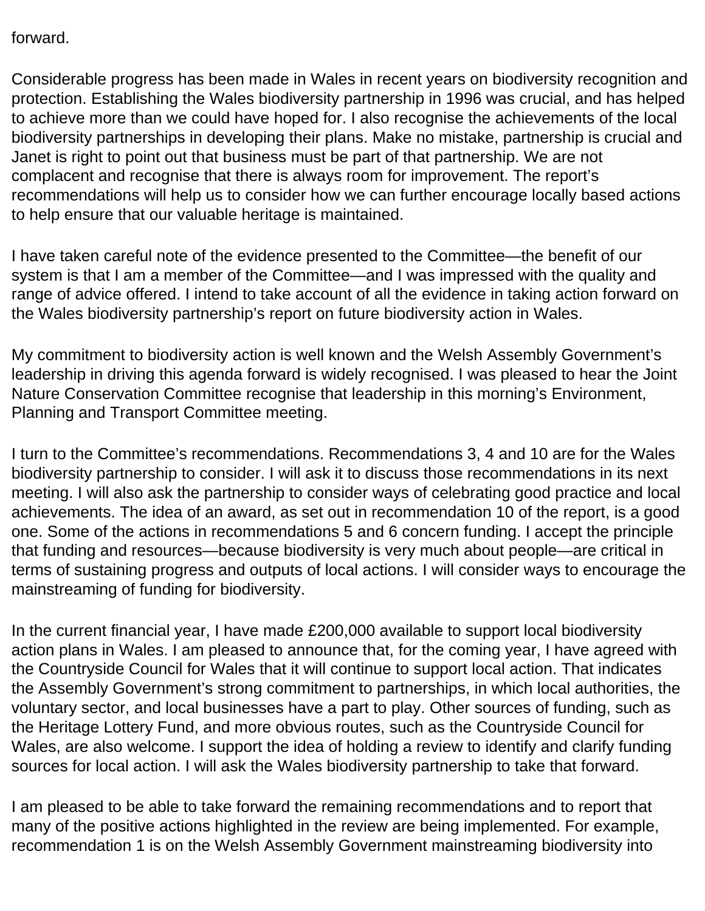forward.

Considerable progress has been made in Wales in recent years on biodiversity recognition and protection. Establishing the Wales biodiversity partnership in 1996 was crucial, and has helped to achieve more than we could have hoped for. I also recognise the achievements of the local biodiversity partnerships in developing their plans. Make no mistake, partnership is crucial and Janet is right to point out that business must be part of that partnership. We are not complacent and recognise that there is always room for improvement. The report's recommendations will help us to consider how we can further encourage locally based actions to help ensure that our valuable heritage is maintained.

I have taken careful note of the evidence presented to the Committee—the benefit of our system is that I am a member of the Committee—and I was impressed with the quality and range of advice offered. I intend to take account of all the evidence in taking action forward on the Wales biodiversity partnership's report on future biodiversity action in Wales.

My commitment to biodiversity action is well known and the Welsh Assembly Government's leadership in driving this agenda forward is widely recognised. I was pleased to hear the Joint Nature Conservation Committee recognise that leadership in this morning's Environment, Planning and Transport Committee meeting.

I turn to the Committee's recommendations. Recommendations 3, 4 and 10 are for the Wales biodiversity partnership to consider. I will ask it to discuss those recommendations in its next meeting. I will also ask the partnership to consider ways of celebrating good practice and local achievements. The idea of an award, as set out in recommendation 10 of the report, is a good one. Some of the actions in recommendations 5 and 6 concern funding. I accept the principle that funding and resources—because biodiversity is very much about people—are critical in terms of sustaining progress and outputs of local actions. I will consider ways to encourage the mainstreaming of funding for biodiversity.

In the current financial year, I have made £200,000 available to support local biodiversity action plans in Wales. I am pleased to announce that, for the coming year, I have agreed with the Countryside Council for Wales that it will continue to support local action. That indicates the Assembly Government's strong commitment to partnerships, in which local authorities, the voluntary sector, and local businesses have a part to play. Other sources of funding, such as the Heritage Lottery Fund, and more obvious routes, such as the Countryside Council for Wales, are also welcome. I support the idea of holding a review to identify and clarify funding sources for local action. I will ask the Wales biodiversity partnership to take that forward.

I am pleased to be able to take forward the remaining recommendations and to report that many of the positive actions highlighted in the review are being implemented. For example, recommendation 1 is on the Welsh Assembly Government mainstreaming biodiversity into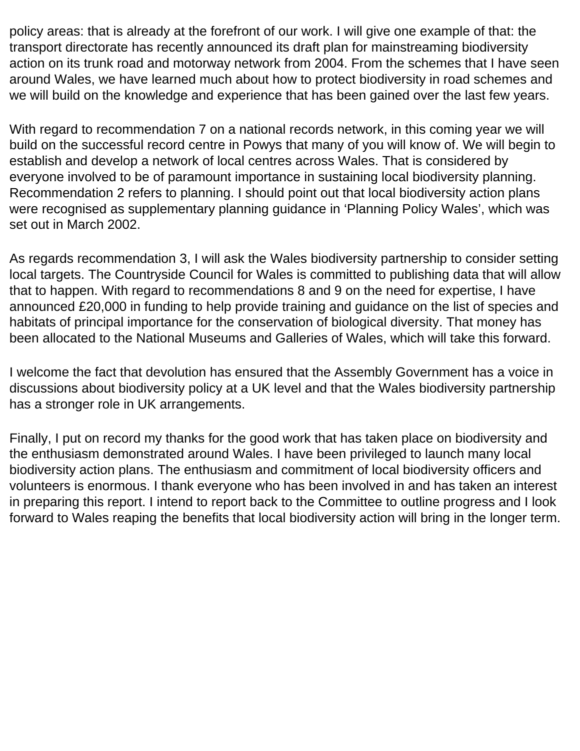policy areas: that is already at the forefront of our work. I will give one example of that: the transport directorate has recently announced its draft plan for mainstreaming biodiversity action on its trunk road and motorway network from 2004. From the schemes that I have seen around Wales, we have learned much about how to protect biodiversity in road schemes and we will build on the knowledge and experience that has been gained over the last few years.

With regard to recommendation 7 on a national records network, in this coming year we will build on the successful record centre in Powys that many of you will know of. We will begin to establish and develop a network of local centres across Wales. That is considered by everyone involved to be of paramount importance in sustaining local biodiversity planning. Recommendation 2 refers to planning. I should point out that local biodiversity action plans were recognised as supplementary planning guidance in 'Planning Policy Wales', which was set out in March 2002.

As regards recommendation 3, I will ask the Wales biodiversity partnership to consider setting local targets. The Countryside Council for Wales is committed to publishing data that will allow that to happen. With regard to recommendations 8 and 9 on the need for expertise, I have announced £20,000 in funding to help provide training and guidance on the list of species and habitats of principal importance for the conservation of biological diversity. That money has been allocated to the National Museums and Galleries of Wales, which will take this forward.

I welcome the fact that devolution has ensured that the Assembly Government has a voice in discussions about biodiversity policy at a UK level and that the Wales biodiversity partnership has a stronger role in UK arrangements.

Finally, I put on record my thanks for the good work that has taken place on biodiversity and the enthusiasm demonstrated around Wales. I have been privileged to launch many local biodiversity action plans. The enthusiasm and commitment of local biodiversity officers and volunteers is enormous. I thank everyone who has been involved in and has taken an interest in preparing this report. I intend to report back to the Committee to outline progress and I look forward to Wales reaping the benefits that local biodiversity action will bring in the longer term.